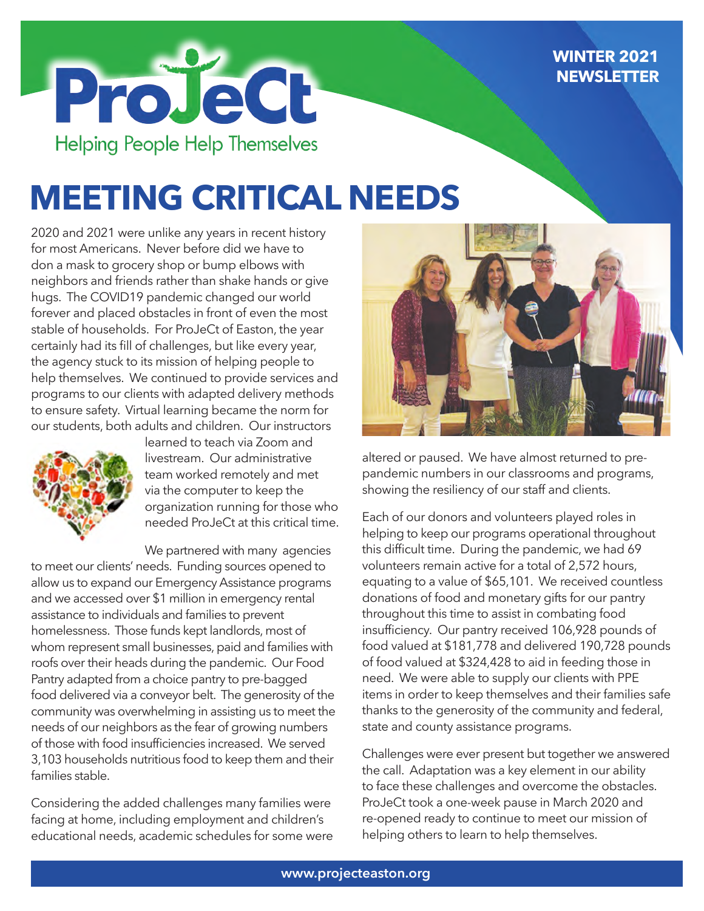WINTER 2021 NEWSLETTER

ProJeCt

Helping People Help Themselves

# MEETING CRITICAL NEEDS

2020 and 2021 were unlike any years in recent history for most Americans. Never before did we have to don a mask to grocery shop or bump elbows with neighbors and friends rather than shake hands or give hugs. The COVID19 pandemic changed our world forever and placed obstacles in front of even the most stable of households. For ProJeCt of Easton, the year certainly had its fill of challenges, but like every year, the agency stuck to its mission of helping people to help themselves. We continued to provide services and programs to our clients with adapted delivery methods to ensure safety. Virtual learning became the norm for our students, both adults and children. Our instructors learned to teach via Zoom and livestream. Our administrative team worked remotely and met via the computer to keep the organization running for those who needed ProJeCt at this critical time.

We partnered with many agencies to meet our clients' needs. Funding sources opened to allow us to expand our Emergency Assistance programs and we accessed over $1 million in emergency rental assistance to individuals and families to prevent homelessness. Those funds kept landlords, most of whom represent small businesses, paid and families with roofs over their heads during the pandemic. Our Food Pantry adapted from a choice pantry to pre-bagged food delivered via a conveyor belt. The generosity of the community was overwhelming in assisting us to meet the needs of our neighbors as the fear of growing numbers of those with food insufficiencies increased. We served 3,103 households nutritious food to keep them and their families stable.

Considering the added challenges many families were facing at home, including employment and children's educational needs, academic schedules for some were altered or paused. We have almost returned to pre-pandemic numbers in our classrooms and programs, showing the resiliency of our staff and clients.

Each of our donors and volunteers played roles in helping to keep our programs operational throughout this difficult time. During the pandemic, we had 69 volunteers remain active for a total of 2,572 hours, equating to a value of $65,101. We received countless donations of food and monetary gifts for our pantry throughout this time to assist in combating food insufficiency. Our pantry received 106,928 pounds of food valued at $181,778 and delivered 190,728 pounds of food valued at $324,428 to aid in feeding those in need. We were able to supply our clients with PPE items in order to keep themselves and their families safe thanks to the generosity of the community and federal, state and county assistance programs.

Challenges were ever present but together we answered the call. Adaptation was a key element in our ability to face these challenges and overcome the obstacles. ProJeCt took a one-week pause in March 2020 and re-opened ready to continue to meet our mission of helping others to learn to help themselves.

www.projecteaston.org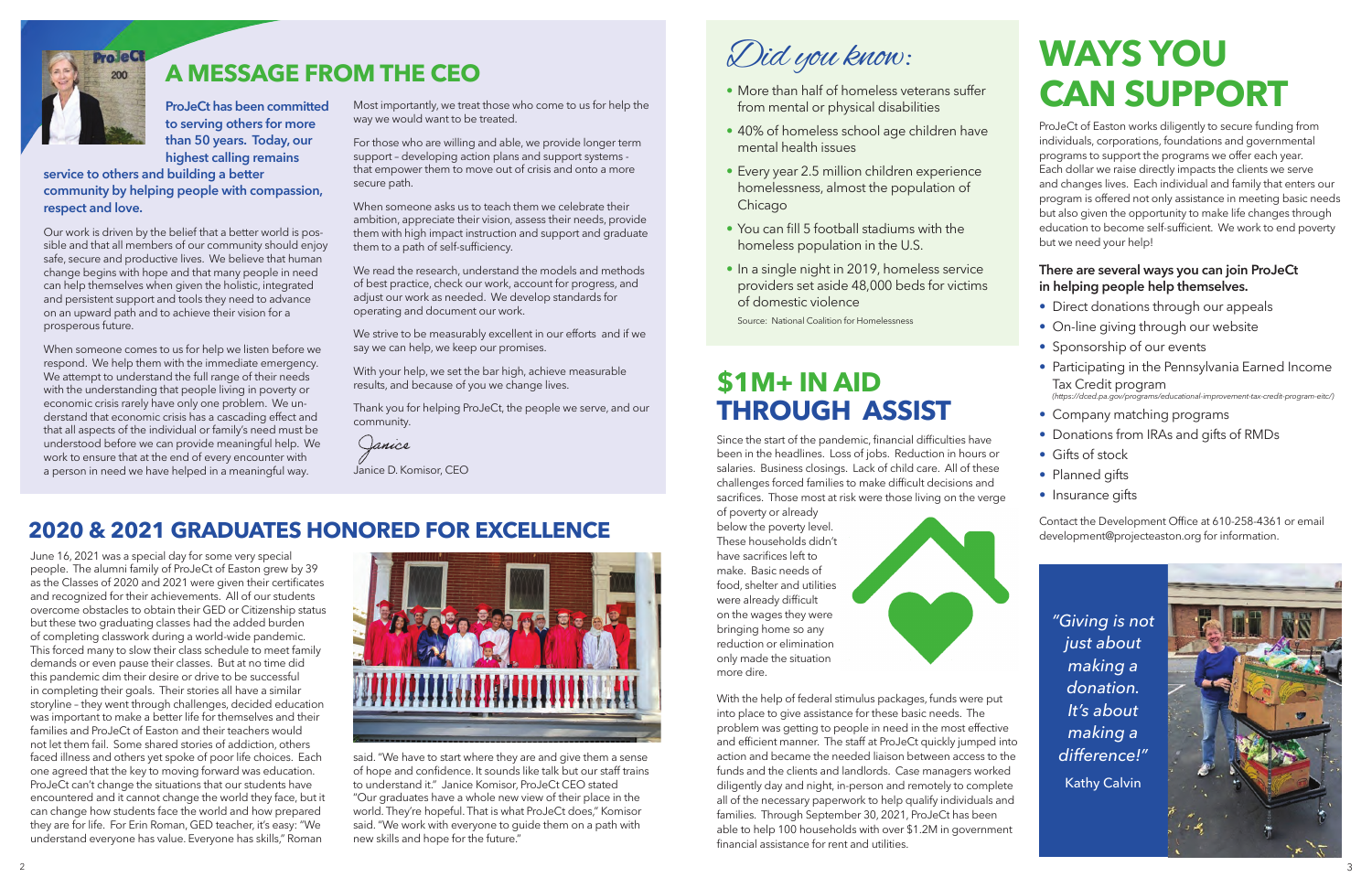## A MESSAGE FROM THE CEO

**ProJeCt has been committed to serving others for more than 50 years. Today, our highest calling remains service to others and building a better community by helping people with compassion, respect and love.**

Our work is driven by the belief that a better world is possible and that all members of our community should enjoy safe, secure and productive lives. We believe that human change begins with hope and that many people in need can help themselves when given the holistic, integrated and persistent support and tools they need to advance on an upward path and to achieve their vision for a prosperous future.

When someone comes to us for help we listen before we respond. We help them with the immediate emergency. We attempt to understand the full range of their needs with the understanding that people living in poverty or economic crisis rarely have only one problem. We understand that economic crisis has a cascading effect and that all aspects of the individual or family's need must be understood before we can provide meaningful help. We work to ensure that at the end of every encounter with a person in need we have helped in a meaningful way.

Most importantly, we treat those who come to us for help the way we would want to be treated.

For those who are willing and able, we provide longer term support – developing action plans and support systems - that empower them to move out of crisis and onto a more secure path.

When someone asks us to teach them we celebrate their ambition, appreciate their vision, assess their needs, provide them with high impact instruction and support and graduate them to a path of self-sufficiency.

We read the research, understand the models and methods of best practice, check our work, account for progress, and adjust our work as needed. We develop standards for operating and document our work.

We strive to be measurably excellent in our efforts and if we say we can help, we keep our promises.

With your help, we set the bar high, achieve measurable results, and because of you we change lives.

Thank you for helping ProJeCt, the people we serve, and our community.

*Janice*

Janice D. Komisor, CEO

## 2020 & 2021 GRADUATES HONORED FOR EXCELLENCE

June 16, 2021 was a special day for some very special people. The alumni family of ProJeCt of Easton grew by 39 as the Classes of 2020 and 2021 were given their certificates and recognized for their achievements. All of our students overcome obstacles to obtain their GED or Citizenship status but these two graduating classes had the added burden of completing classwork during a world-wide pandemic. This forced many to slow their class schedule to meet family demands or even pause their classes. But at no time did this pandemic dim their desire or drive to be successful in completing their goals. Their stories all have a similar storyline – they went through challenges, decided education was important to make a better life for themselves and their families and ProJeCt of Easton and their teachers would not let them fail. Some shared stories of addiction, others faced illness and others yet spoke of poor life choices. Each one agreed that the key to moving forward was education. ProJeCt can't change the situations that our students have encountered and it cannot change the world they face, but it can change how students face the world and how prepared they are for life. For Erin Roman, GED teacher, it's easy: "We understand everyone has value. Everyone has skills," Roman said. "We have to start where they are and give them a sense of hope and confidence. It sounds like talk but our staff trains to understand it." Janice Komisor, ProJeCt CEO stated "Our graduates have a whole new view of their place in the world. They're hopeful. That is what ProJeCt does," Komisor said. "We work with everyone to guide them on a path with new skills and hope for the future."

## *Did you know:*

- More than half of homeless veterans suffer from mental or physical disabilities
- 40% of homeless school age children have mental health issues
- Every year 2.5 million children experience homelessness, almost the population of Chicago
- You can fill 5 football stadiums with the homeless population in the U.S.
- In a single night in 2019, homeless service providers set aside 48,000 beds for victims of domestic violence

Source: National Coalition for Homelessness

## $1M+ IN AID THROUGH ASSIST

Since the start of the pandemic, financial difficulties have been in the headlines. Loss of jobs. Reduction in hours or salaries. Business closings. Lack of child care. All of these challenges forced families to make difficult decisions and sacrifices. Those most at risk were those living on the verge of poverty or already below the poverty level. These households didn't have sacrifices left to make. Basic needs of food, shelter and utilities were already difficult on the wages they were bringing home so any reduction or elimination only made the situation more dire.

With the help of federal stimulus packages, funds were put into place to give assistance for these basic needs. The problem was getting to people in need in the most effective and efficient manner. The staff at ProJeCt quickly jumped into action and became the needed liaison between access to the funds and the clients and landlords. Case managers worked diligently day and night, in-person and remotely to complete all of the necessary paperwork to help qualify individuals and families. Through September 30, 2021, ProJeCt has been able to help 100 households with over $1.2M in government financial assistance for rent and utilities.

# WAYS YOU CAN SUPPORT

ProJeCt of Easton works diligently to secure funding from individuals, corporations, foundations and governmental programs to support the programs we offer each year. Each dollar we raise directly impacts the clients we serve and changes lives. Each individual and family that enters our program is offered not only assistance in meeting basic needs but also given the opportunity to make life changes through education to become self-sufficient. We work to end poverty but we need your help!

**There are several ways you can join ProJeCt in helping people help themselves.**

- Direct donations through our appeals
- On-line giving through our website
- Sponsorship of our events
- Participating in the Pennsylvania Earned Income Tax Credit program (https://dced.pa.gov/programs/educational-improvement-tax-credit-program-eitc/)
- Company matching programs
- Donations from IRAs and gifts of RMDs
- Gifts of stock
- Planned gifts
- Insurance gifts

Contact the Development Office at 610-258-4361 or email development@projecteaston.org for information.

*"Giving is not just about making a donation. It's about making a difference!"*

Kathy Calvin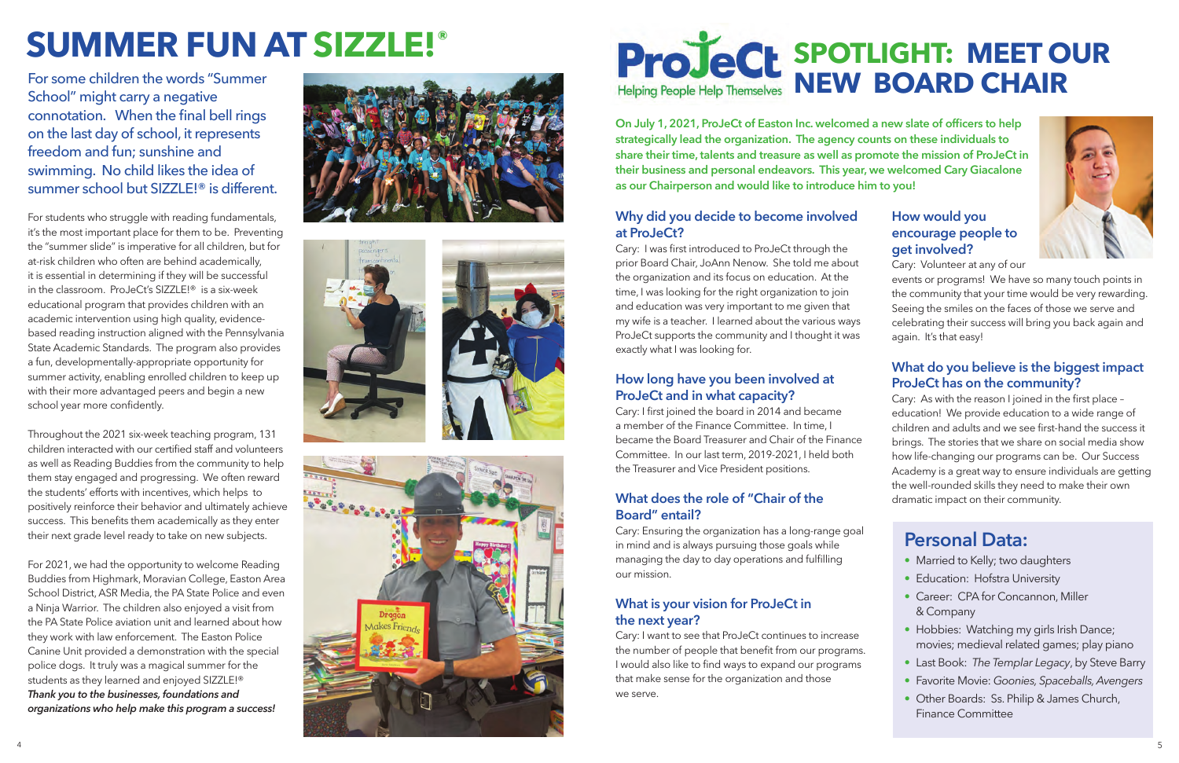# SUMMER FUN AT SIZZLE!®

For some children the words "Summer School" might carry a negative connotation. When the final bell rings on the last day of school, it represents freedom and fun; sunshine and swimming. No child likes the idea of summer school but SIZZLE!® is different.

For students who struggle with reading fundamentals, it's the most important place for them to be. Preventing the "summer slide" is imperative for all children, but for at-risk children who often are behind academically, it is essential in determining if they will be successful in the classroom. ProJeCt's SIZZLE!® is a six-week educational program that provides children with an academic intervention using high quality, evidence-based reading instruction aligned with the Pennsylvania State Academic Standards. The program also provides a fun, developmentally-appropriate opportunity for summer activity, enabling enrolled children to keep up with their more advantaged peers and begin a new school year more confidently.

Throughout the 2021 six-week teaching program, 131 children interacted with our certified staff and volunteers as well as Reading Buddies from the community to help them stay engaged and progressing. We often reward the students' efforts with incentives, which helps to positively reinforce their behavior and ultimately achieve success. This benefits them academically as they enter their next grade level ready to take on new subjects.

For 2021, we had the opportunity to welcome Reading Buddies from Highmark, Moravian College, Easton Area School District, ASR Media, the PA State Police and even a Ninja Warrior. The children also enjoyed a visit from the PA State Police aviation unit and learned about how they work with law enforcement. The Easton Police Canine Unit provided a demonstration with the special police dogs. It truly was a magical summer for the students as they learned and enjoyed SIZZLE!®

***Thank you to the businesses, foundations and organizations who help make this program a success!***

# ProJeCt Helping People Help Themselves

# SPOTLIGHT: MEET OUR NEW BOARD CHAIR

**On July 1, 2021, ProJeCt of Easton Inc. welcomed a new slate of officers to help strategically lead the organization. The agency counts on these individuals to share their time, talents and treasure as well as promote the mission of ProJeCt in their business and personal endeavors. This year, we welcomed Cary Giacalone as our Chairperson and would like to introduce him to you!**

### Why did you decide to become involved at ProJeCt?

Cary: I was first introduced to ProJeCt through the prior Board Chair, JoAnn Nenow. She told me about the organization and its focus on education. At the time, I was looking for the right organization to join and education was very important to me given that my wife is a teacher. I learned about the various ways ProJeCt supports the community and I thought it was exactly what I was looking for.

### How long have you been involved at ProJeCt and in what capacity?

Cary: I first joined the board in 2014 and became a member of the Finance Committee. In time, I became the Board Treasurer and Chair of the Finance Committee. In our last term, 2019-2021, I held both the Treasurer and Vice President positions.

### What does the role of "Chair of the Board" entail?

Cary: Ensuring the organization has a long-range goal in mind and is always pursuing those goals while managing the day to day operations and fulfilling our mission.

### What is your vision for ProJeCt in the next year?

Cary: I want to see that ProJeCt continues to increase the number of people that benefit from our programs. I would also like to find ways to expand our programs that make sense for the organization and those we serve.

### How would you encourage people to get involved?

Cary: Volunteer at any of our events or programs! We have so many touch points in the community that your time would be very rewarding. Seeing the smiles on the faces of those we serve and celebrating their success will bring you back again and again. It's that easy!

### What do you believe is the biggest impact ProJeCt has on the community?

Cary: As with the reason I joined in the first place – education! We provide education to a wide range of children and adults and we see first-hand the success it brings. The stories that we share on social media show how life-changing our programs can be. Our Success Academy is a great way to ensure individuals are getting the well-rounded skills they need to make their own dramatic impact on their community.

## Personal Data:

- Married to Kelly; two daughters
- Education: Hofstra University
- Career: CPA for Concannon, Miller & Company
- Hobbies: Watching my girls Irish Dance; movies; medieval related games; play piano
- Last Book: *The Templar Legacy*, by Steve Barry
- Favorite Movie: *Goonies, Spaceballs, Avengers*
- Other Boards: Ss. Philip & James Church, Finance Committee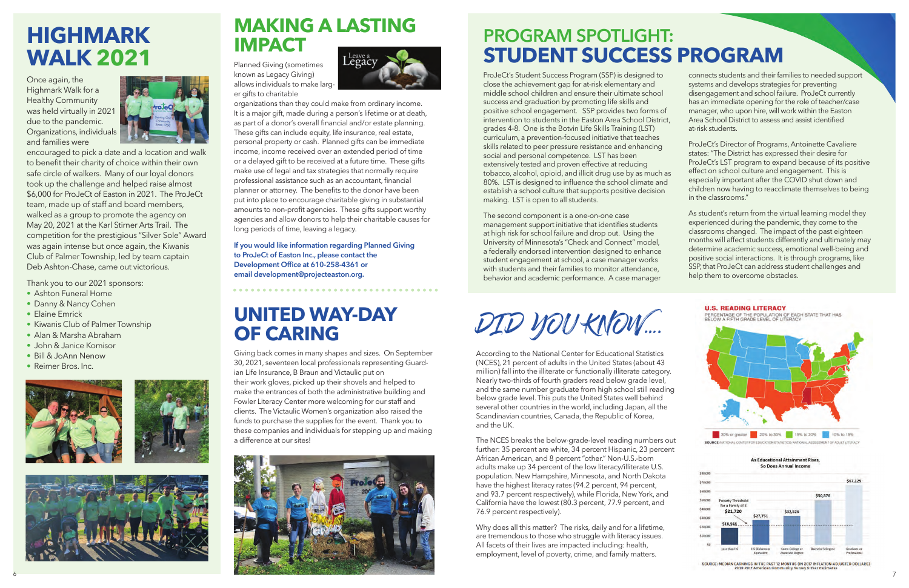# HIGHMARK WALK 2021

Once again, the Highmark Walk for a Healthy Community was held virtually in 2021 due to the pandemic. Organizations, individuals and families were encouraged to pick a date and a location and walk to benefit their charity of choice within their own safe circle of walkers. Many of our loyal donors took up the challenge and helped raise almost $6,000 for ProJeCt of Easton in 2021. The ProJeCt team, made up of staff and board members, walked as a group to promote the agency on May 20, 2021 at the Karl Stirner Arts Trail. The competition for the prestigious "Silver Sole" Award was again intense but once again, the Kiwanis Club of Palmer Township, led by team captain Deb Ashton-Chase, came out victorious.

Thank you to our 2021 sponsors:

- Ashton Funeral Home
- Danny & Nancy Cohen
- Elaine Emrick
- Kiwanis Club of Palmer Township
- Alan & Marsha Abraham
- John & Janice Komisor
- Bill & JoAnn Nenow
- Reimer Bros. Inc.

# MAKING A LASTING IMPACT

Planned Giving (sometimes known as Legacy Giving) allows individuals to make larger gifts to charitable organizations than they could make from ordinary income. It is a major gift, made during a person's lifetime or at death, as part of a donor's overall financial and/or estate planning. These gifts can include equity, life insurance, real estate, personal property or cash. Planned gifts can be immediate income, income received over an extended period of time or a delayed gift to be received at a future time. These gifts make use of legal and tax strategies that normally require professional assistance such as an accountant, financial planner or attorney. The benefits to the donor have been put into place to encourage charitable giving in substantial amounts to non-profit agencies. These gifts support worthy agencies and allow donors to help their charitable causes for long periods of time, leaving a legacy.

**If you would like information regarding Planned Giving to ProJeCt of Easton Inc., please contact the Development Office at 610-258-4361 or email development@projecteaston.org.**

# UNITED WAY-DAY OF CARING

Giving back comes in many shapes and sizes. On September 30, 2021, seventeen local professionals representing Guardian Life Insurance, B Braun and Victaulic put on their work gloves, picked up their shovels and helped to make the entrances of both the administrative building and Fowler Literacy Center more welcoming for our staff and clients. The Victaulic Women's organization also raised the funds to purchase the supplies for the event. Thank you to these companies and individuals for stepping up and making a difference at our sites!

# PROGRAM SPOTLIGHT: STUDENT SUCCESS PROGRAM

ProJeCt's Student Success Program (SSP) is designed to close the achievement gap for at-risk elementary and middle school children and ensure their ultimate school success and graduation by promoting life skills and positive school engagement. SSP provides two forms of intervention to students in the Easton Area School District, grades 4-8. One is the Botvin Life Skills Training (LST) curriculum, a prevention-focused initiative that teaches skills related to peer pressure resistance and enhancing social and personal competence. LST has been extensively tested and proven effective at reducing tobacco, alcohol, opioid, and illicit drug use by as much as 80%. LST is designed to influence the school climate and establish a school culture that supports positive decision making. LST is open to all students.

The second component is a one-on-one case management support initiative that identifies students at high risk for school failure and drop out. Using the University of Minnesota's "Check and Connect" model, a federally endorsed intervention designed to enhance student engagement at school, a case manager works with students and their families to monitor attendance, behavior and academic performance. A case manager connects students and their families to needed support systems and develops strategies for preventing disengagement and school failure. ProJeCt currently has an immediate opening for the role of teacher/case manager, who upon hire, will work within the Easton Area School District to assess and assist identified at-risk students.

ProJeCt's Director of Programs, Antoinette Cavaliere states: "The District has expressed their desire for ProJeCt's LST program to expand because of its positive effect on school culture and engagement. This is especially important after the COVID shut down and children now having to reacclimate themselves to being in the classrooms."

As student's return from the virtual learning model they experienced during the pandemic, they come to the classrooms changed. The impact of the past eighteen months will affect students differently and ultimately may determine academic success, emotional well-being and positive social interactions. It is through programs, like SSP, that ProJeCt can address student challenges and help them to overcome obstacles.

# DID YOU KNOW....

According to the National Center for Educational Statistics (NCES), 21 percent of adults in the United States (about 43 million) fall into the illiterate or functionally illiterate category. Nearly two-thirds of fourth graders read below grade level, and the same number graduate from high school still reading below grade level. This puts the United States well behind several other countries in the world, including Japan, all the Scandinavian countries, Canada, the Republic of Korea, and the UK.

The NCES breaks the below-grade-level reading numbers out further: 35 percent are white, 34 percent Hispanic, 23 percent African American, and 8 percent "other." Non-U.S.-born adults make up 34 percent of the low literacy/illiterate U.S. population. New Hampshire, Minnesota, and North Dakota have the highest literacy rates (94.2 percent, 94 percent, and 93.7 percent respectively), while Florida, New York, and California have the lowest (80.3 percent, 77.9 percent, and 76.9 percent respectively).

Why does all this matter? The risks, daily and for a lifetime, are tremendous to those who struggle with literacy issues. All facets of their lives are impacted including: health, employment, level of poverty, crime, and family matters.

**U.S. READING LITERACY**

PERCENTAGE OF THE POPULATION OF EACH STATE THAT HAS BELOW A FIFTH GRADE LEVEL OF LITERACY

30% or greater | 20% to 30% | 15% to 20% | 10% to 15%

SOURCE: NATIONAL CENTER FOR EDUCATION STATISTICS: NATIONAL ASSESSMENT OF ADULT LITERACY

**As Educational Attainment Rises, So Does Annual Income**

| Education | Median Earnings |
|---|---|
| Less than HS | $18,968 |
| HS Diploma or Equivalent | $27,751 |
| Some College or Associate Degree | $32,526 |
| Bachelor's Degree | $50,576 |
| Graduate or Professional | $67,129 |

Poverty Threshold for a Family of 3: $21,720

SOURCE: MEDIAN EARNINGS IN THE PAST 12 MONTHS (IN 2017 INFLATION-ADJUSTED DOLLARS) 2013-2017 American Community Survey 5-Year Estimates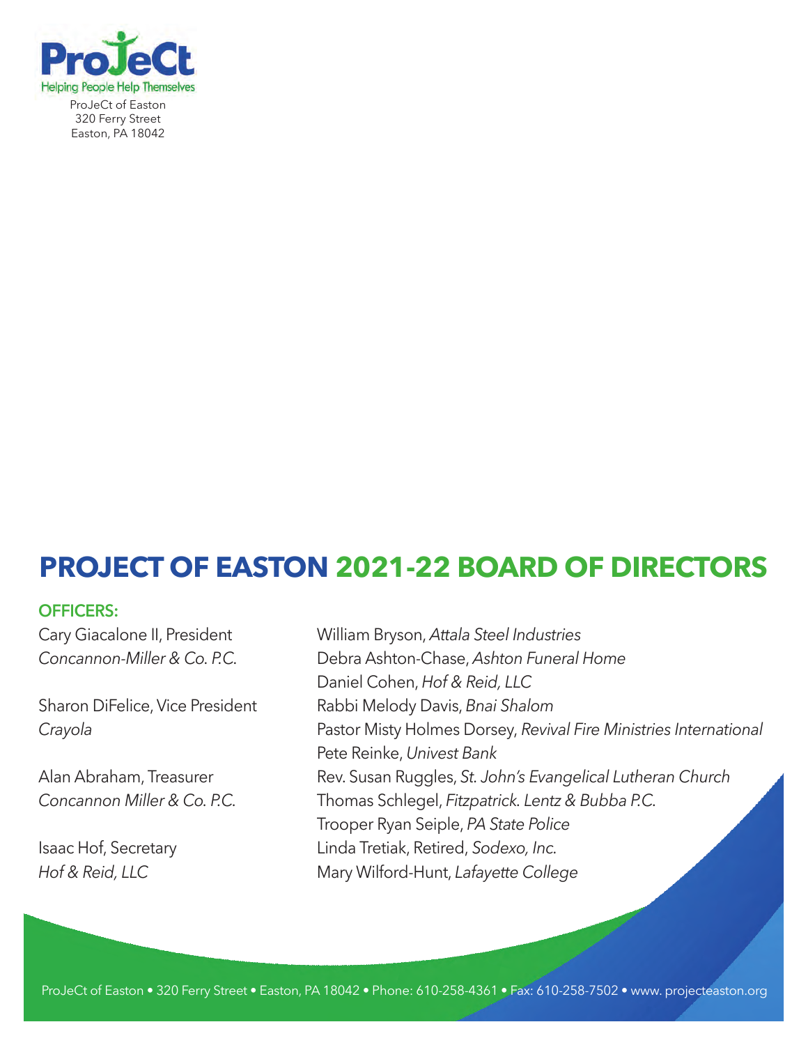ProJeCt

Helping People Help Themselves

ProJeCt of Easton
320 Ferry Street
Easton, PA 18042

# PROJECT OF EASTON 2021-22 BOARD OF DIRECTORS

**OFFICERS:**

Cary Giacalone II, President
*Concannon-Miller & Co. P.C.*

Sharon DiFelice, Vice President
*Crayola*

Alan Abraham, Treasurer
*Concannon Miller & Co. P.C.*

Isaac Hof, Secretary
*Hof & Reid, LLC*

William Bryson, *Attala Steel Industries*
Debra Ashton-Chase, *Ashton Funeral Home*
Daniel Cohen, *Hof & Reid, LLC*
Rabbi Melody Davis, *Bnai Shalom*
Pastor Misty Holmes Dorsey, *Revival Fire Ministries International*
Pete Reinke, *Univest Bank*
Rev. Susan Ruggles, *St. John's Evangelical Lutheran Church*
Thomas Schlegel, *Fitzpatrick. Lentz & Bubba P.C.*
Trooper Ryan Seiple, *PA State Police*
Linda Tretiak, Retired, *Sodexo, Inc.*
Mary Wilford-Hunt, *Lafayette College*

ProJeCt of Easton • 320 Ferry Street • Easton, PA 18042 • Phone: 610-258-4361 • Fax: 610-258-7502 • www. projecteaston.org